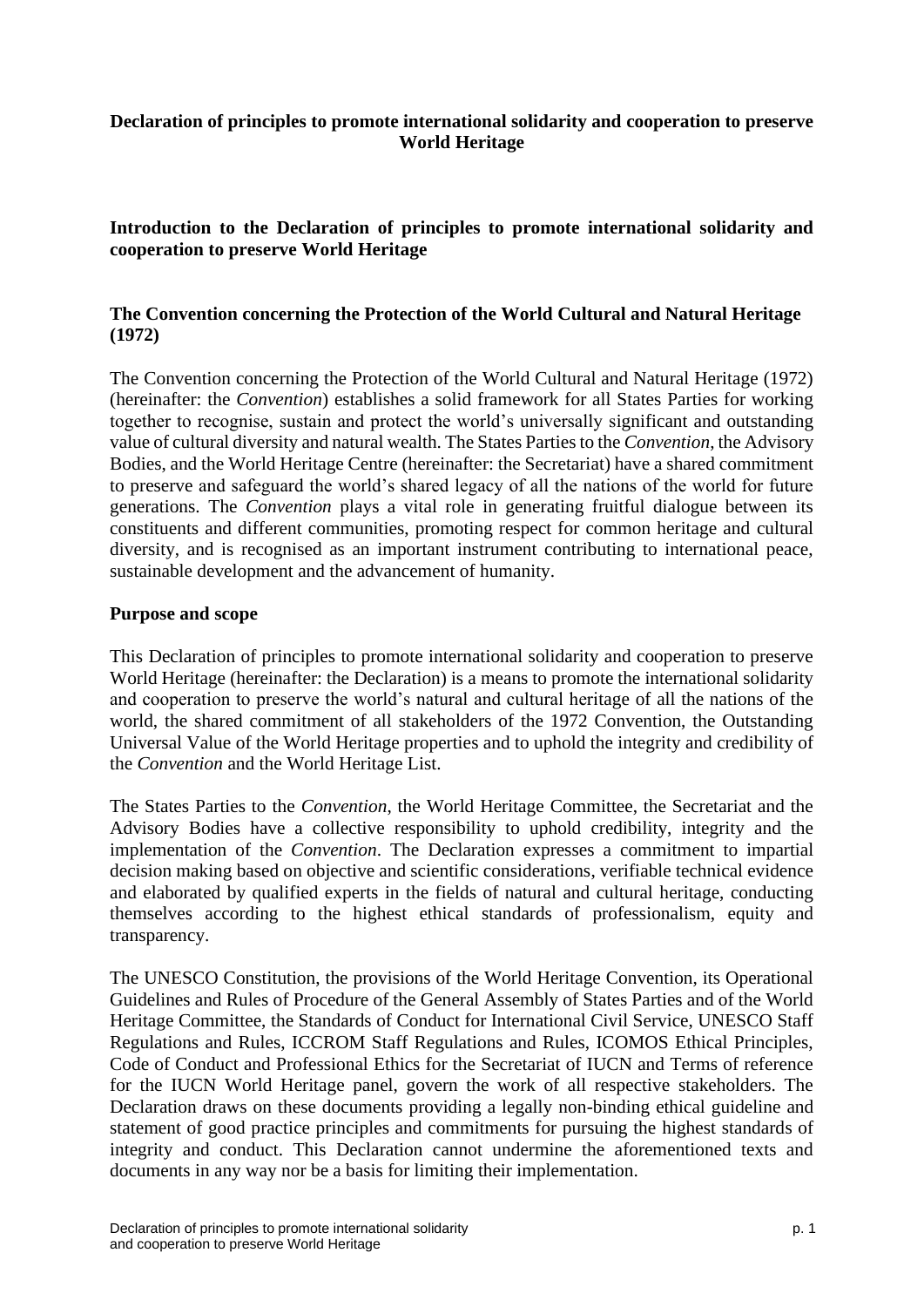# Declaration of principles to promote international solidarity and cooperation to preserve World Heritage

## Introduction to the Declaration of principles to promote international solidarity and cooperation to preserve World Heritage

### The Convention concerning the Protection of the World Cultural and Natural Heritage (1972)

The Convention concerning the Protection of the World Cultural and Natural Heritage (1972) (hereinafter: the *Convention*) establishes a solid framework for all States Parties for working together to recognise, sustain and protect the world's universally significant and outstanding value of cultural diversity and natural wealth. The States Parties to the *Convention*, the Advisory Bodies, and the World Heritage Centre (hereinafter: the Secretariat) have a shared commitment to preserve and safeguard the world's shared legacy of all the nations of the world for future generations. The *Convention* plays a vital role in generating fruitful dialogue between its constituents and different communities, promoting respect for common heritage and cultural diversity, and is recognised as an important instrument contributing to international peace, sustainable development and the advancement of humanity.

### Purpose and scope

This Declaration of principles to promote international solidarity and cooperation to preserve World Heritage (hereinafter: the Declaration) is a means to promote the international solidarity and cooperation to preserve the world's natural and cultural heritage of all the nations of the world, the shared commitment of all stakeholders of the 1972 Convention, the Outstanding Universal Value of the World Heritage properties and to uphold the integrity and credibility of the *Convention* and the World Heritage List.

The States Parties to the *Convention*, the World Heritage Committee, the Secretariat and the Advisory Bodies have a collective responsibility to uphold credibility, integrity and the implementation of the *Convention*. The Declaration expresses a commitment to impartial decision making based on objective and scientific considerations, verifiable technical evidence and elaborated by qualified experts in the fields of natural and cultural heritage, conducting themselves according to the highest ethical standards of professionalism, equity and transparency.

The UNESCO Constitution, the provisions of the World Heritage Convention, its Operational Guidelines and Rules of Procedure of the General Assembly of States Parties and of the World Heritage Committee, the Standards of Conduct for International Civil Service, UNESCO Staff Regulations and Rules, ICCROM Staff Regulations and Rules, ICOMOS Ethical Principles, Code of Conduct and Professional Ethics for the Secretariat of IUCN and Terms of reference for the IUCN World Heritage panel, govern the work of all respective stakeholders. The Declaration draws on these documents providing a legally non-binding ethical guideline and statement of good practice principles and commitments for pursuing the highest standards of integrity and conduct. This Declaration cannot undermine the aforementioned texts and documents in any way nor be a basis for limiting their implementation.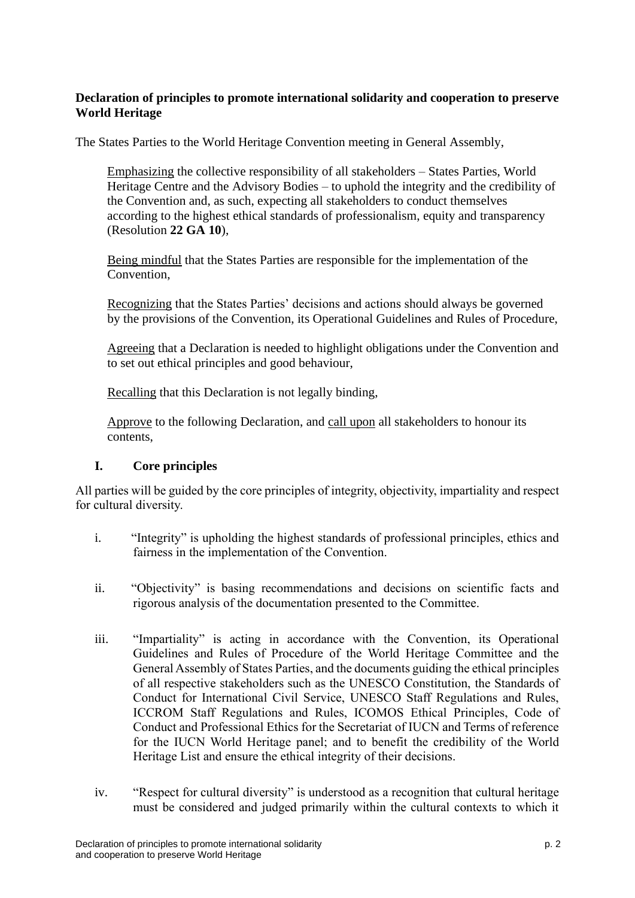**Declaration of principles to promote international solidarity and cooperation to preserve World Heritage**

The States Parties to the World Heritage Convention meeting in General Assembly,

> Emphasizing the collective responsibility of all stakeholders – States Parties, World Heritage Centre and the Advisory Bodies – to uphold the integrity and the credibility of the Convention and, as such, expecting all stakeholders to conduct themselves according to the highest ethical standards of professionalism, equity and transparency (Resolution **22 GA 10**),
>
> Being mindful that the States Parties are responsible for the implementation of the Convention,
>
> Recognizing that the States Parties' decisions and actions should always be governed by the provisions of the Convention, its Operational Guidelines and Rules of Procedure,
>
> Agreeing that a Declaration is needed to highlight obligations under the Convention and to set out ethical principles and good behaviour,
>
> Recalling that this Declaration is not legally binding,
>
> Approve to the following Declaration, and call upon all stakeholders to honour its contents,

## I. Core principles

All parties will be guided by the core principles of integrity, objectivity, impartiality and respect for cultural diversity.

i. "Integrity" is upholding the highest standards of professional principles, ethics and fairness in the implementation of the Convention.

ii. "Objectivity" is basing recommendations and decisions on scientific facts and rigorous analysis of the documentation presented to the Committee.

iii. "Impartiality" is acting in accordance with the Convention, its Operational Guidelines and Rules of Procedure of the World Heritage Committee and the General Assembly of States Parties, and the documents guiding the ethical principles of all respective stakeholders such as the UNESCO Constitution, the Standards of Conduct for International Civil Service, UNESCO Staff Regulations and Rules, ICCROM Staff Regulations and Rules, ICOMOS Ethical Principles, Code of Conduct and Professional Ethics for the Secretariat of IUCN and Terms of reference for the IUCN World Heritage panel; and to benefit the credibility of the World Heritage List and ensure the ethical integrity of their decisions.

iv. "Respect for cultural diversity" is understood as a recognition that cultural heritage must be considered and judged primarily within the cultural contexts to which it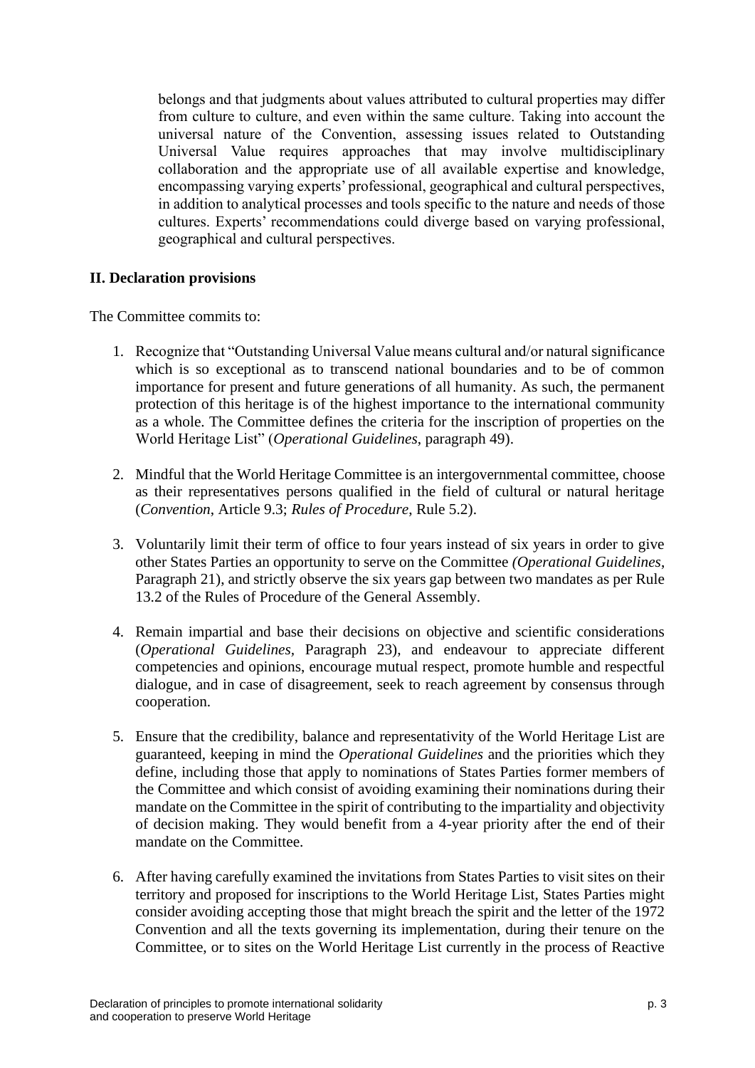belongs and that judgments about values attributed to cultural properties may differ from culture to culture, and even within the same culture. Taking into account the universal nature of the Convention, assessing issues related to Outstanding Universal Value requires approaches that may involve multidisciplinary collaboration and the appropriate use of all available expertise and knowledge, encompassing varying experts' professional, geographical and cultural perspectives, in addition to analytical processes and tools specific to the nature and needs of those cultures. Experts' recommendations could diverge based on varying professional, geographical and cultural perspectives.

## II. Declaration provisions

The Committee commits to:

1. Recognize that "Outstanding Universal Value means cultural and/or natural significance which is so exceptional as to transcend national boundaries and to be of common importance for present and future generations of all humanity. As such, the permanent protection of this heritage is of the highest importance to the international community as a whole. The Committee defines the criteria for the inscription of properties on the World Heritage List" (*Operational Guidelines*, paragraph 49).

2. Mindful that the World Heritage Committee is an intergovernmental committee, choose as their representatives persons qualified in the field of cultural or natural heritage (*Convention*, Article 9.3; *Rules of Procedure*, Rule 5.2).

3. Voluntarily limit their term of office to four years instead of six years in order to give other States Parties an opportunity to serve on the Committee *(Operational Guidelines*, Paragraph 21), and strictly observe the six years gap between two mandates as per Rule 13.2 of the Rules of Procedure of the General Assembly.

4. Remain impartial and base their decisions on objective and scientific considerations (*Operational Guidelines*, Paragraph 23), and endeavour to appreciate different competencies and opinions, encourage mutual respect, promote humble and respectful dialogue, and in case of disagreement, seek to reach agreement by consensus through cooperation.

5. Ensure that the credibility, balance and representativity of the World Heritage List are guaranteed, keeping in mind the *Operational Guidelines* and the priorities which they define, including those that apply to nominations of States Parties former members of the Committee and which consist of avoiding examining their nominations during their mandate on the Committee in the spirit of contributing to the impartiality and objectivity of decision making. They would benefit from a 4-year priority after the end of their mandate on the Committee.

6. After having carefully examined the invitations from States Parties to visit sites on their territory and proposed for inscriptions to the World Heritage List, States Parties might consider avoiding accepting those that might breach the spirit and the letter of the 1972 Convention and all the texts governing its implementation, during their tenure on the Committee, or to sites on the World Heritage List currently in the process of Reactive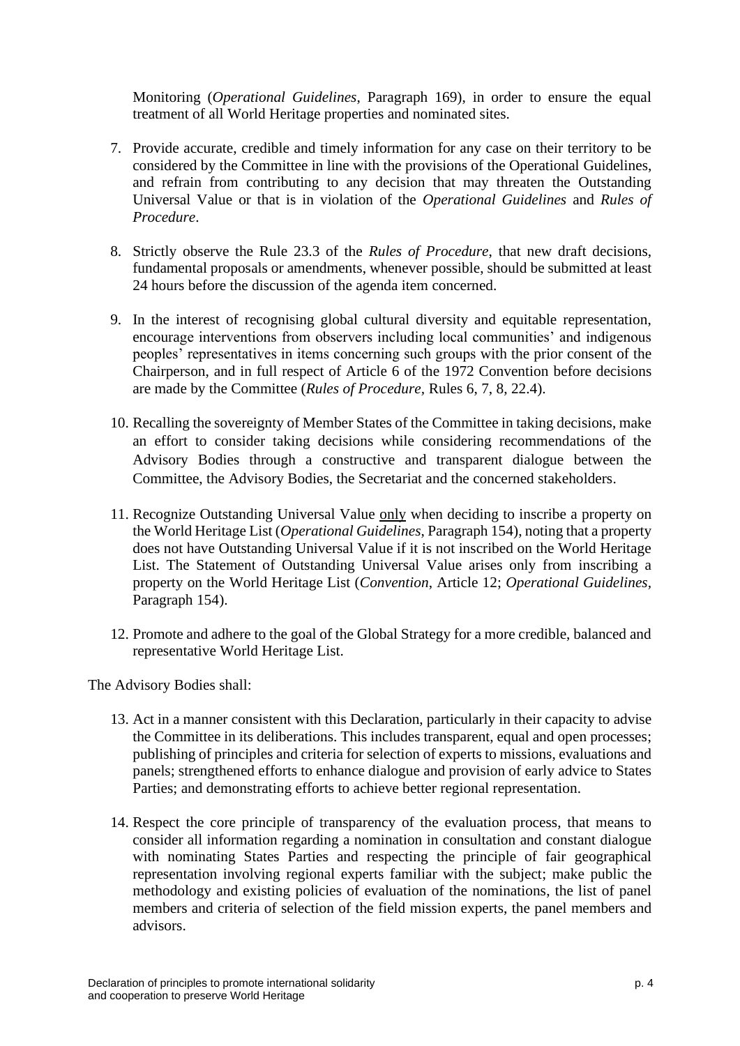Monitoring (*Operational Guidelines*, Paragraph 169), in order to ensure the equal treatment of all World Heritage properties and nominated sites.

7. Provide accurate, credible and timely information for any case on their territory to be considered by the Committee in line with the provisions of the Operational Guidelines, and refrain from contributing to any decision that may threaten the Outstanding Universal Value or that is in violation of the *Operational Guidelines* and *Rules of Procedure*.

8. Strictly observe the Rule 23.3 of the *Rules of Procedure*, that new draft decisions, fundamental proposals or amendments, whenever possible, should be submitted at least 24 hours before the discussion of the agenda item concerned.

9. In the interest of recognising global cultural diversity and equitable representation, encourage interventions from observers including local communities' and indigenous peoples' representatives in items concerning such groups with the prior consent of the Chairperson, and in full respect of Article 6 of the 1972 Convention before decisions are made by the Committee (*Rules of Procedure*, Rules 6, 7, 8, 22.4).

10. Recalling the sovereignty of Member States of the Committee in taking decisions, make an effort to consider taking decisions while considering recommendations of the Advisory Bodies through a constructive and transparent dialogue between the Committee, the Advisory Bodies, the Secretariat and the concerned stakeholders.

11. Recognize Outstanding Universal Value <u>only</u> when deciding to inscribe a property on the World Heritage List (*Operational Guidelines*, Paragraph 154), noting that a property does not have Outstanding Universal Value if it is not inscribed on the World Heritage List. The Statement of Outstanding Universal Value arises only from inscribing a property on the World Heritage List (*Convention*, Article 12; *Operational Guidelines*, Paragraph 154).

12. Promote and adhere to the goal of the Global Strategy for a more credible, balanced and representative World Heritage List.

The Advisory Bodies shall:

13. Act in a manner consistent with this Declaration, particularly in their capacity to advise the Committee in its deliberations. This includes transparent, equal and open processes; publishing of principles and criteria for selection of experts to missions, evaluations and panels; strengthened efforts to enhance dialogue and provision of early advice to States Parties; and demonstrating efforts to achieve better regional representation.

14. Respect the core principle of transparency of the evaluation process, that means to consider all information regarding a nomination in consultation and constant dialogue with nominating States Parties and respecting the principle of fair geographical representation involving regional experts familiar with the subject; make public the methodology and existing policies of evaluation of the nominations, the list of panel members and criteria of selection of the field mission experts, the panel members and advisors.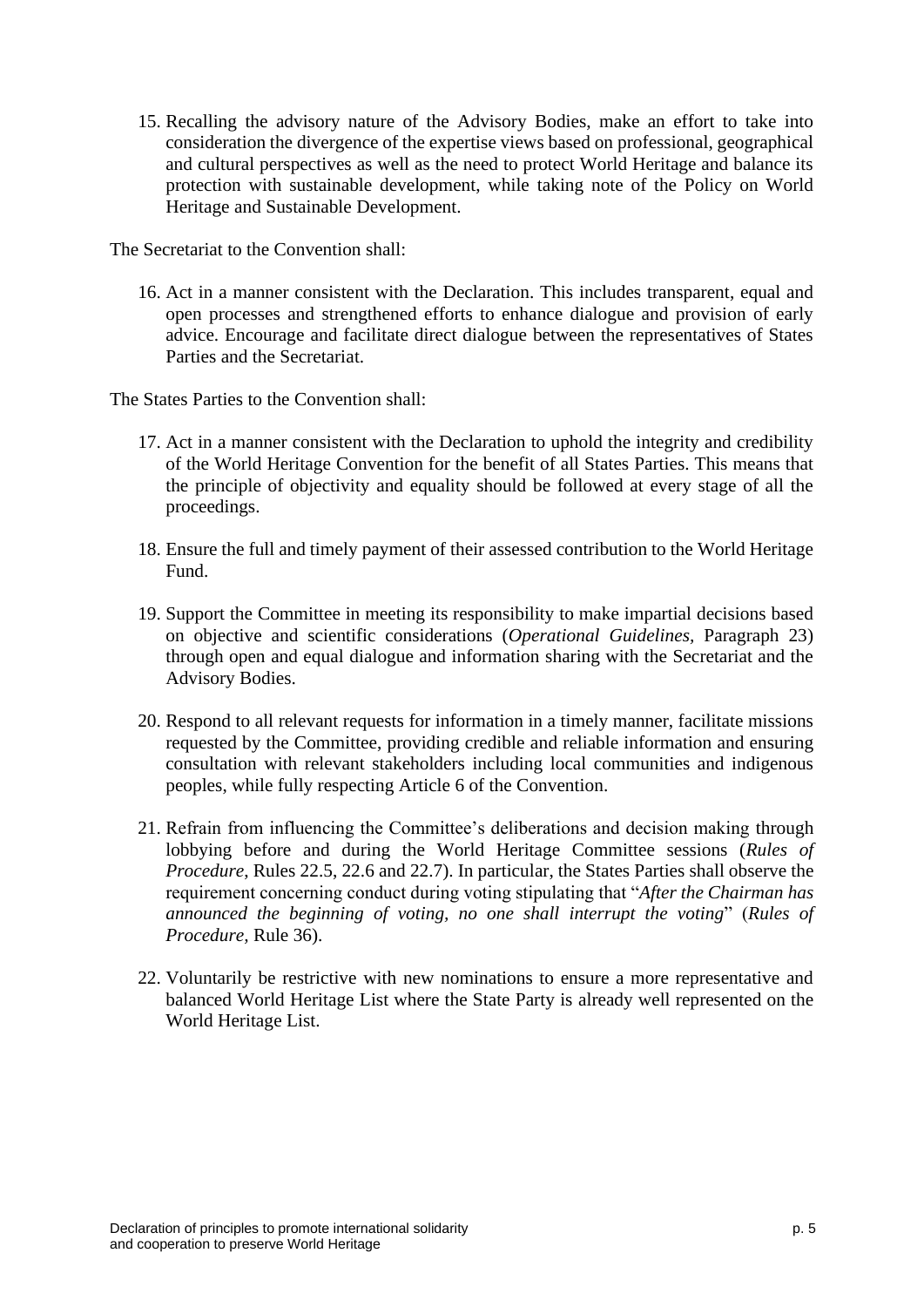15. Recalling the advisory nature of the Advisory Bodies, make an effort to take into consideration the divergence of the expertise views based on professional, geographical and cultural perspectives as well as the need to protect World Heritage and balance its protection with sustainable development, while taking note of the Policy on World Heritage and Sustainable Development.

The Secretariat to the Convention shall:

16. Act in a manner consistent with the Declaration. This includes transparent, equal and open processes and strengthened efforts to enhance dialogue and provision of early advice. Encourage and facilitate direct dialogue between the representatives of States Parties and the Secretariat.

The States Parties to the Convention shall:

17. Act in a manner consistent with the Declaration to uphold the integrity and credibility of the World Heritage Convention for the benefit of all States Parties. This means that the principle of objectivity and equality should be followed at every stage of all the proceedings.

18. Ensure the full and timely payment of their assessed contribution to the World Heritage Fund.

19. Support the Committee in meeting its responsibility to make impartial decisions based on objective and scientific considerations (*Operational Guidelines*, Paragraph 23) through open and equal dialogue and information sharing with the Secretariat and the Advisory Bodies.

20. Respond to all relevant requests for information in a timely manner, facilitate missions requested by the Committee, providing credible and reliable information and ensuring consultation with relevant stakeholders including local communities and indigenous peoples, while fully respecting Article 6 of the Convention.

21. Refrain from influencing the Committee's deliberations and decision making through lobbying before and during the World Heritage Committee sessions (*Rules of Procedure*, Rules 22.5, 22.6 and 22.7). In particular, the States Parties shall observe the requirement concerning conduct during voting stipulating that "*After the Chairman has announced the beginning of voting, no one shall interrupt the voting*" (*Rules of Procedure*, Rule 36).

22. Voluntarily be restrictive with new nominations to ensure a more representative and balanced World Heritage List where the State Party is already well represented on the World Heritage List.